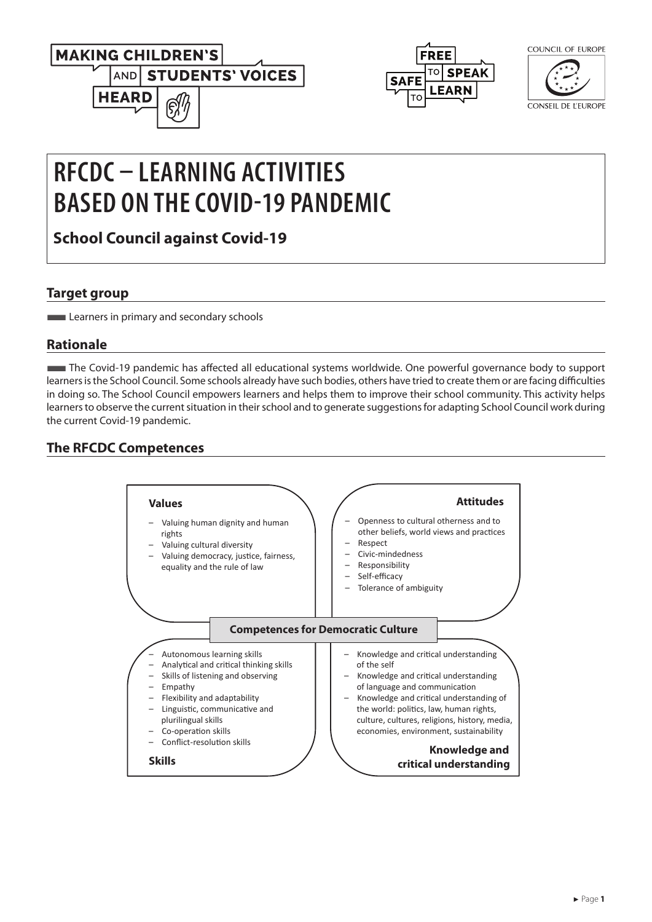# RFCDC – LEARNING ACTIVITIES BASED ON THE COVID-19 PANDEMIC

**School Council against Covid-19**

## Target group

Learners in primary and secondary schools

## Rationale

The Covid-19 pandemic has affected all educational systems worldwide. One powerful governance body to support learners is the School Council. Some schools already have such bodies, others have tried to create them or are facing difficulties in doing so. The School Council empowers learners and helps them to improve their school community. This activity helps learners to observe the current situation in their school and to generate suggestions for adapting School Council work during the current Covid-19 pandemic.

## The RFCDC Competences

**Competences for Democratic Culture**

**Values**

- Valuing human dignity and human rights
- Valuing cultural diversity
- Valuing democracy, justice, fairness, equality and the rule of law

**Attitudes**

- Openness to cultural otherness and to other beliefs, world views and practices
- Respect
- Civic-mindedness
- Responsibility
- Self-efficacy
- Tolerance of ambiguity

**Skills**

- Autonomous learning skills
- Analytical and critical thinking skills
- Skills of listening and observing
- Empathy
- Flexibility and adaptability
- Linguistic, communicative and plurilingual skills
- Co-operation skills
- Conflict-resolution skills

**Knowledge and critical understanding**

- Knowledge and critical understanding of the self
- Knowledge and critical understanding of language and communication
- Knowledge and critical understanding of the world: politics, law, human rights, culture, cultures, religions, history, media, economies, environment, sustainability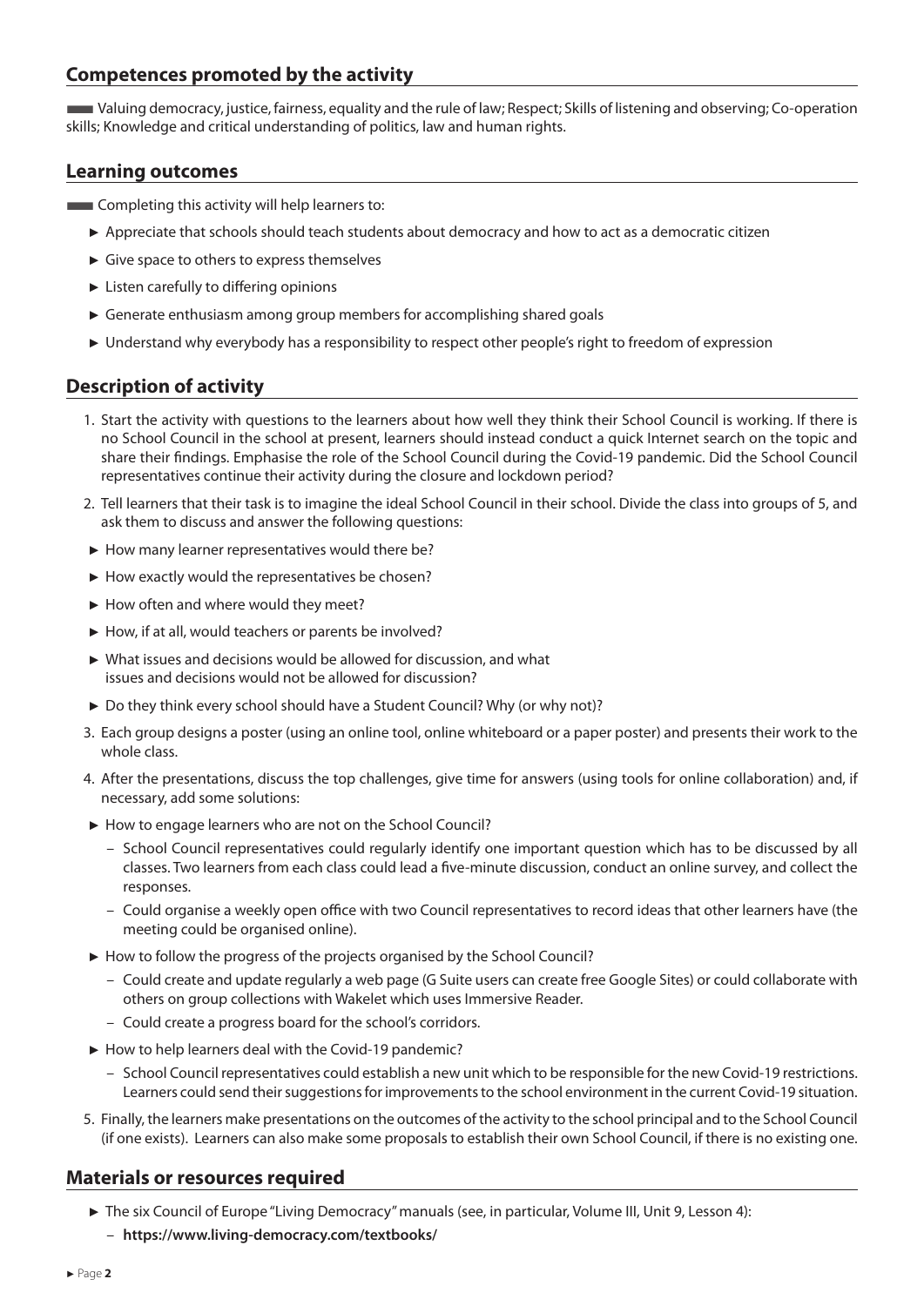## Competences promoted by the activity

Valuing democracy, justice, fairness, equality and the rule of law; Respect; Skills of listening and observing; Co-operation skills; Knowledge and critical understanding of politics, law and human rights.

## Learning outcomes

Completing this activity will help learners to:

- Appreciate that schools should teach students about democracy and how to act as a democratic citizen
- Give space to others to express themselves
- Listen carefully to differing opinions
- Generate enthusiasm among group members for accomplishing shared goals
- Understand why everybody has a responsibility to respect other people's right to freedom of expression

## Description of activity

1. Start the activity with questions to the learners about how well they think their School Council is working. If there is no School Council in the school at present, learners should instead conduct a quick Internet search on the topic and share their findings. Emphasise the role of the School Council during the Covid-19 pandemic. Did the School Council representatives continue their activity during the closure and lockdown period?
2. Tell learners that their task is to imagine the ideal School Council in their school. Divide the class into groups of 5, and ask them to discuss and answer the following questions:
   - How many learner representatives would there be?
   - How exactly would the representatives be chosen?
   - How often and where would they meet?
   - How, if at all, would teachers or parents be involved?
   - What issues and decisions would be allowed for discussion, and what issues and decisions would not be allowed for discussion?
   - Do they think every school should have a Student Council? Why (or why not)?
3. Each group designs a poster (using an online tool, online whiteboard or a paper poster) and presents their work to the whole class.
4. After the presentations, discuss the top challenges, give time for answers (using tools for online collaboration) and, if necessary, add some solutions:
   - How to engage learners who are not on the School Council?
     - School Council representatives could regularly identify one important question which has to be discussed by all classes. Two learners from each class could lead a five-minute discussion, conduct an online survey, and collect the responses.
     - Could organise a weekly open office with two Council representatives to record ideas that other learners have (the meeting could be organised online).
   - How to follow the progress of the projects organised by the School Council?
     - Could create and update regularly a web page (G Suite users can create free Google Sites) or could collaborate with others on group collections with Wakelet which uses Immersive Reader.
     - Could create a progress board for the school's corridors.
   - How to help learners deal with the Covid-19 pandemic?
     - School Council representatives could establish a new unit which to be responsible for the new Covid-19 restrictions. Learners could send their suggestions for improvements to the school environment in the current Covid-19 situation.
5. Finally, the learners make presentations on the outcomes of the activity to the school principal and to the School Council (if one exists). Learners can also make some proposals to establish their own School Council, if there is no existing one.

## Materials or resources required

- The six Council of Europe "Living Democracy" manuals (see, in particular, Volume III, Unit 9, Lesson 4):
  - **https://www.living-democracy.com/textbooks/**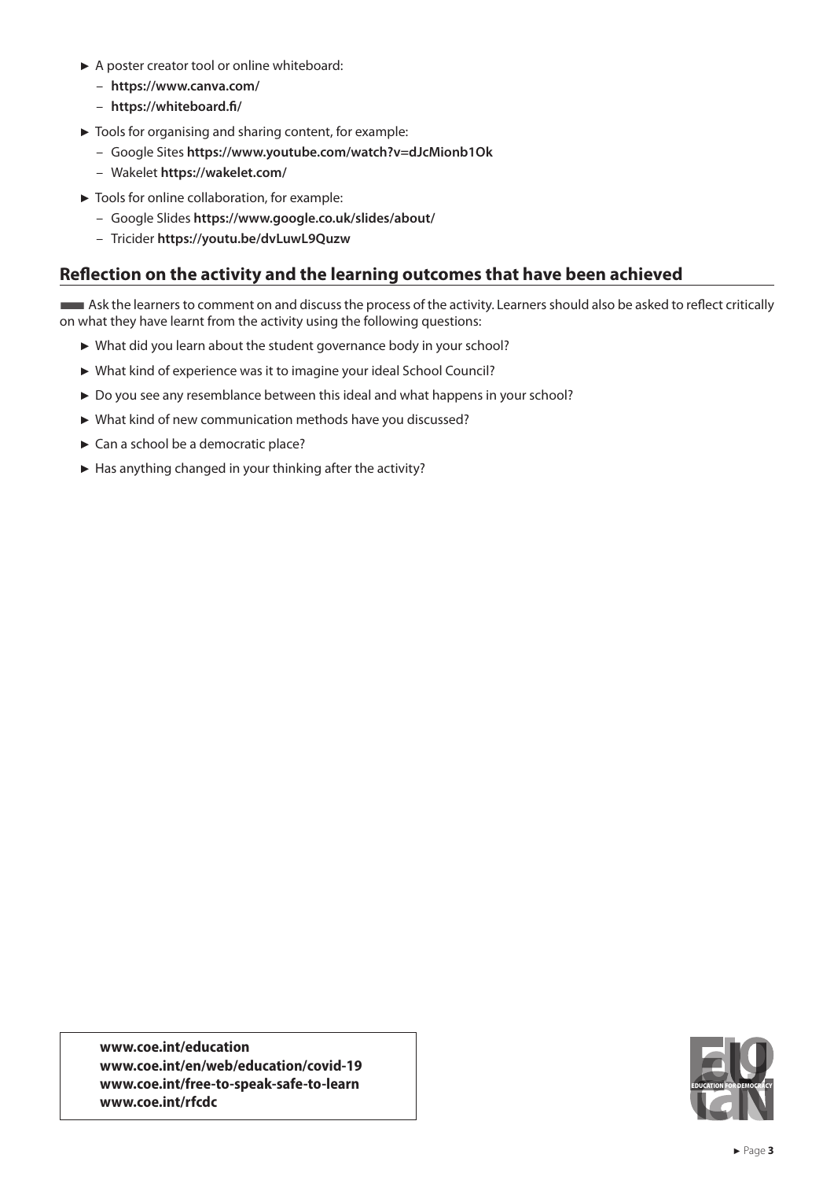- A poster creator tool or online whiteboard:
  - **https://www.canva.com/**
  - **https://whiteboard.fi/**
- Tools for organising and sharing content, for example:
  - Google Sites **https://www.youtube.com/watch?v=dJcMionb1Ok**
  - Wakelet **https://wakelet.com/**
- Tools for online collaboration, for example:
  - Google Slides **https://www.google.co.uk/slides/about/**
  - Tricider **https://youtu.be/dvLuwL9Quzw**

## Reflection on the activity and the learning outcomes that have been achieved

Ask the learners to comment on and discuss the process of the activity. Learners should also be asked to reflect critically on what they have learnt from the activity using the following questions:

- What did you learn about the student governance body in your school?
- What kind of experience was it to imagine your ideal School Council?
- Do you see any resemblance between this ideal and what happens in your school?
- What kind of new communication methods have you discussed?
- Can a school be a democratic place?
- Has anything changed in your thinking after the activity?

**www.coe.int/education**
**www.coe.int/en/web/education/covid-19**
**www.coe.int/free-to-speak-safe-to-learn**
**www.coe.int/rfcdc**

EDUCATION FOR DEMOCRACY